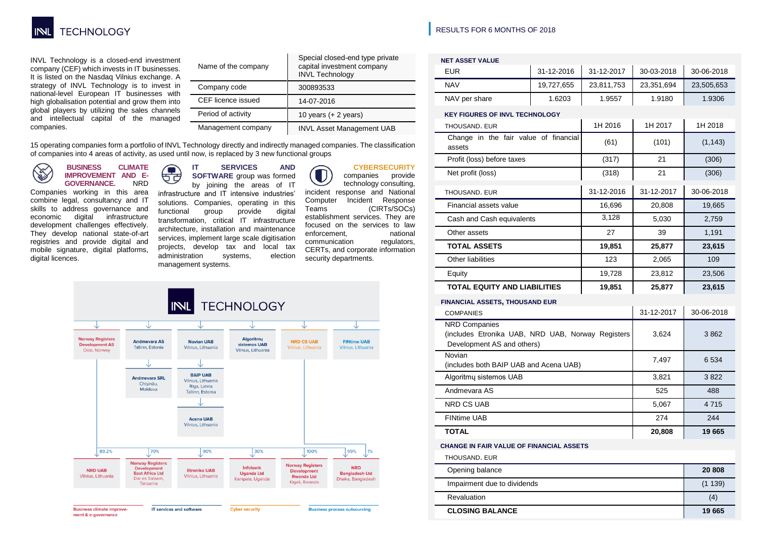# INVL TECHNOLOGY

RESULTS FOR 6 MONTHS OF 2018

INVL Technology is a closed-end investment company (CEF) which invests in IT businesses. It is listed on the Nasdaq Vilnius exchange. A strategy of INVL Technology is to invest in national-level European IT businesses with high globalisation potential and grow them into global players by utilizing the sales channels and intellectual capital of the managed companies.

| Name of the company | Special closed-end type private capital investment company INVL Technology |
|---|---|
| Company code | 300893533 |
| CEF licence issued | 14-07-2016 |
| Period of activity | 10 years (+ 2 years) |
| Management company | INVL Asset Management UAB |

15 operating companies form a portfolio of INVL Technology directly and indirectly managed companies. The classification of companies into 4 areas of activity, as used until now, is replaced by 3 new functional groups

**BUSINESS CLIMATE IMPROVEMENT AND E-GOVERNANCE.** NRD Companies working in this area combine legal, consultancy and IT skills to address governance and economic digital infrastructure development challenges effectively. They develop national state-of-art registries and provide digital and mobile signature, digital platforms, digital licences.

**IT SERVICES AND SOFTWARE** group was formed by joining the areas of IT infrastructure and IT intensive industries' solutions. Companies, operating in this functional group provide digital transformation, critical IT infrastructure architecture, installation and maintenance services, implement large scale digitisation projects, develop tax and local tax administration systems, election management systems.

**CYBERSECURITY** companies provide technology consulting, incident response and National Computer Incident Response Teams (CIRTs/SOCs) establishment services. They are focused on the services to law enforcement, national communication regulators, CERTs, and corporate information security departments.

INVL TECHNOLOGY

- Norway Registers Development AS, Oslo, Norway
  - 89.2% NRD UAB, Vilnius, Lithuania
- Andmevara AS, Tallinn, Estonia
  - Andmevara SRL, Chişinău, Moldova
  - 70% Norway Registers Development East Africa Ltd, Dar es Salaam, Tanzania
- Novian UAB, Vilnius, Lithuania
  - BAIP UAB, Vilnius, Lithuania; Riga, Latvia; Tallinn, Estonia
  - Acena UAB, Vilnius, Lithuania
  - 90% Etronika UAB, Vilnius, Lithuania
- Algoritmų sistemos UAB, Vilnius, Lithuania
  - 30% Infobank Uganda Ltd, Kampala, Uganda
- NRD CS UAB, Vilnius, Lithuania
  - 100% Norway Registers Development Rwanda Ltd, Kigali, Rwanda
- FINtime UAB, Vilnius, Lithuania
  - 99% / 1% NRD Bangladesh Ltd, Dhaka, Bangladesh

Business climate improvement & e-governance | IT services and software | Cyber security | Business process outsourcing

**NET ASSET VALUE**

| EUR | 31-12-2016 | 31-12-2017 | 30-03-2018 | 30-06-2018 |
|---|---|---|---|---|
| NAV | 19,727,655 | 23,811,753 | 23,351,694 | 23,505,653 |
| NAV per share | 1.6203 | 1.9557 | 1.9180 | 1.9306 |

**KEY FIGURES OF INVL TECHNOLOGY**

| THOUSAND. EUR | 1H 2016 | 1H 2017 | 1H 2018 |
|---|---|---|---|
| Change in the fair value of financial assets | (61) | (101) | (1,143) |
| Profit (loss) before taxes | (317) | 21 | (306) |
| Net profit (loss) | (318) | 21 | (306) |

| THOUSAND. EUR | 31-12-2016 | 31-12-2017 | 30-06-2018 |
|---|---|---|---|
| Financial assets value | 16,696 | 20,808 | 19,665 |
| Cash and Cash equivalents | 3,128 | 5,030 | 2,759 |
| Other assets | 27 | 39 | 1,191 |
| **TOTAL ASSETS** | **19,851** | **25,877** | **23,615** |
| Other liabilities | 123 | 2,065 | 109 |
| Equity | 19,728 | 23,812 | 23,506 |
| **TOTAL EQUITY AND LIABILITIES** | **19,851** | **25,877** | **23,615** |

**FINANCIAL ASSETS, THOUSAND EUR**

| COMPANIES | 31-12-2017 | 30-06-2018 |
|---|---|---|
| NRD Companies (includes Etronika UAB, NRD UAB, Norway Registers Development AS and others) | 3,624 | 3 862 |
| Novian (includes both BAIP UAB and Acena UAB) | 7,497 | 6 534 |
| Algoritmų sistemos UAB | 3,821 | 3 822 |
| Andmevara AS | 525 | 488 |
| NRD CS UAB | 5,067 | 4 715 |
| FINtime UAB | 274 | 244 |
| **TOTAL** | **20,808** | **19 665** |

**CHANGE IN FAIR VALUE OF FINANCIAL ASSETS**

| THOUSAND. EUR | |
|---|---|
| Opening balance | **20 808** |
| Impairment due to dividends | (1 139) |
| Revaluation | (4) |
| **CLOSING BALANCE** | **19 665** |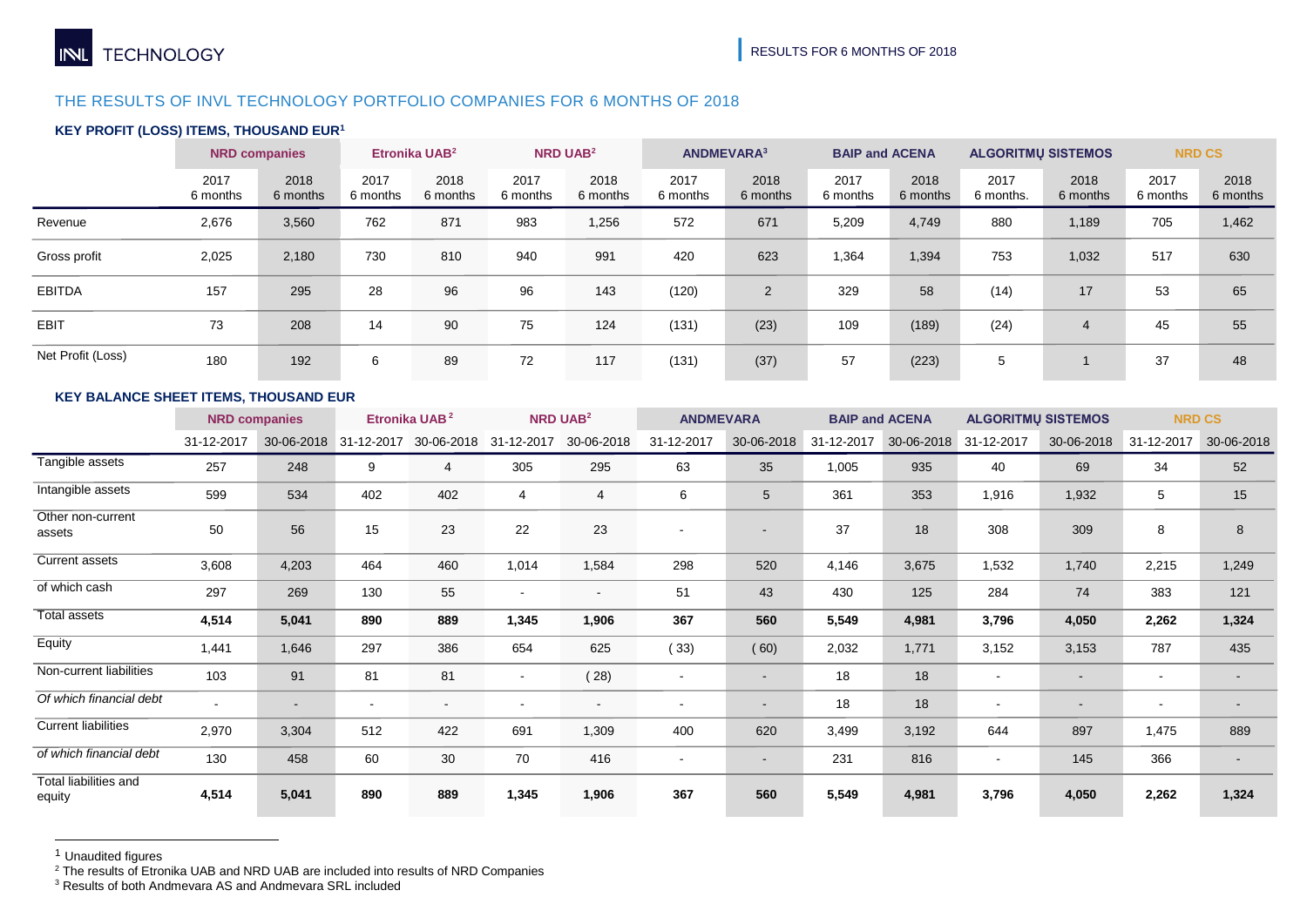## THE RESULTS OF INVL TECHNOLOGY PORTFOLIO COMPANIES FOR 6 MONTHS OF 2018

### KEY PROFIT (LOSS) ITEMS, THOUSAND EUR[1]

| | NRD companies | | Etronika UAB[2] | | NRD UAB[2] | | ANDMEVARA[3] | | BAIP and ACENA | | ALGORITMŲ SISTEMOS | | NRD CS | |
|---|---|---|---|---|---|---|---|---|---|---|---|---|---|---|
| | 2017 6 months | 2018 6 months | 2017 6 months | 2018 6 months | 2017 6 months | 2018 6 months | 2017 6 months | 2018 6 months | 2017 6 months | 2018 6 months | 2017 6 months. | 2018 6 months | 2017 6 months | 2018 6 months |
| Revenue | 2,676 | 3,560 | 762 | 871 | 983 | 1,256 | 572 | 671 | 5,209 | 4,749 | 880 | 1,189 | 705 | 1,462 |
| Gross profit | 2,025 | 2,180 | 730 | 810 | 940 | 991 | 420 | 623 | 1,364 | 1,394 | 753 | 1,032 | 517 | 630 |
| EBITDA | 157 | 295 | 28 | 96 | 96 | 143 | (120) | 2 | 329 | 58 | (14) | 17 | 53 | 65 |
| EBIT | 73 | 208 | 14 | 90 | 75 | 124 | (131) | (23) | 109 | (189) | (24) | 4 | 45 | 55 |
| Net Profit (Loss) | 180 | 192 | 6 | 89 | 72 | 117 | (131) | (37) | 57 | (223) | 5 | 1 | 37 | 48 |

### KEY BALANCE SHEET ITEMS, THOUSAND EUR

| | NRD companies | | Etronika UAB[2] | | NRD UAB[2] | | ANDMEVARA | | BAIP and ACENA | | ALGORITMŲ SISTEMOS | | NRD CS | |
|---|---|---|---|---|---|---|---|---|---|---|---|---|---|---|
| | 31-12-2017 | 30-06-2018 | 31-12-2017 | 30-06-2018 | 31-12-2017 | 30-06-2018 | 31-12-2017 | 30-06-2018 | 31-12-2017 | 30-06-2018 | 31-12-2017 | 30-06-2018 | 31-12-2017 | 30-06-2018 |
| Tangible assets | 257 | 248 | 9 | 4 | 305 | 295 | 63 | 35 | 1,005 | 935 | 40 | 69 | 34 | 52 |
| Intangible assets | 599 | 534 | 402 | 402 | 4 | 4 | 6 | 5 | 361 | 353 | 1,916 | 1,932 | 5 | 15 |
| Other non-current assets | 50 | 56 | 15 | 23 | 22 | 23 | - | - | 37 | 18 | 308 | 309 | 8 | 8 |
| Current assets | 3,608 | 4,203 | 464 | 460 | 1,014 | 1,584 | 298 | 520 | 4,146 | 3,675 | 1,532 | 1,740 | 2,215 | 1,249 |
| of which cash | 297 | 269 | 130 | 55 | - | - | 51 | 43 | 430 | 125 | 284 | 74 | 383 | 121 |
| **Total assets** | **4,514** | **5,041** | **890** | **889** | **1,345** | **1,906** | **367** | **560** | **5,549** | **4,981** | **3,796** | **4,050** | **2,262** | **1,324** |
| Equity | 1,441 | 1,646 | 297 | 386 | 654 | 625 | ( 33) | ( 60) | 2,032 | 1,771 | 3,152 | 3,153 | 787 | 435 |
| Non-current liabilities | 103 | 91 | 81 | 81 | - | ( 28) | - | - | 18 | 18 | - | - | - | - |
| *Of which financial debt* | - | - | - | - | - | - | - | - | 18 | 18 | - | - | - | - |
| Current liabilities | 2,970 | 3,304 | 512 | 422 | 691 | 1,309 | 400 | 620 | 3,499 | 3,192 | 644 | 897 | 1,475 | 889 |
| *of which financial debt* | 130 | 458 | 60 | 30 | 70 | 416 | - | - | 231 | 816 | - | 145 | 366 | - |
| Total liabilities and equity | **4,514** | **5,041** | **890** | **889** | **1,345** | **1,906** | **367** | **560** | **5,549** | **4,981** | **3,796** | **4,050** | **2,262** | **1,324** |

[1] Unaudited figures
[2] The results of Etronika UAB and NRD UAB are included into results of NRD Companies
[3] Results of both Andmevara AS and Andmevara SRL included